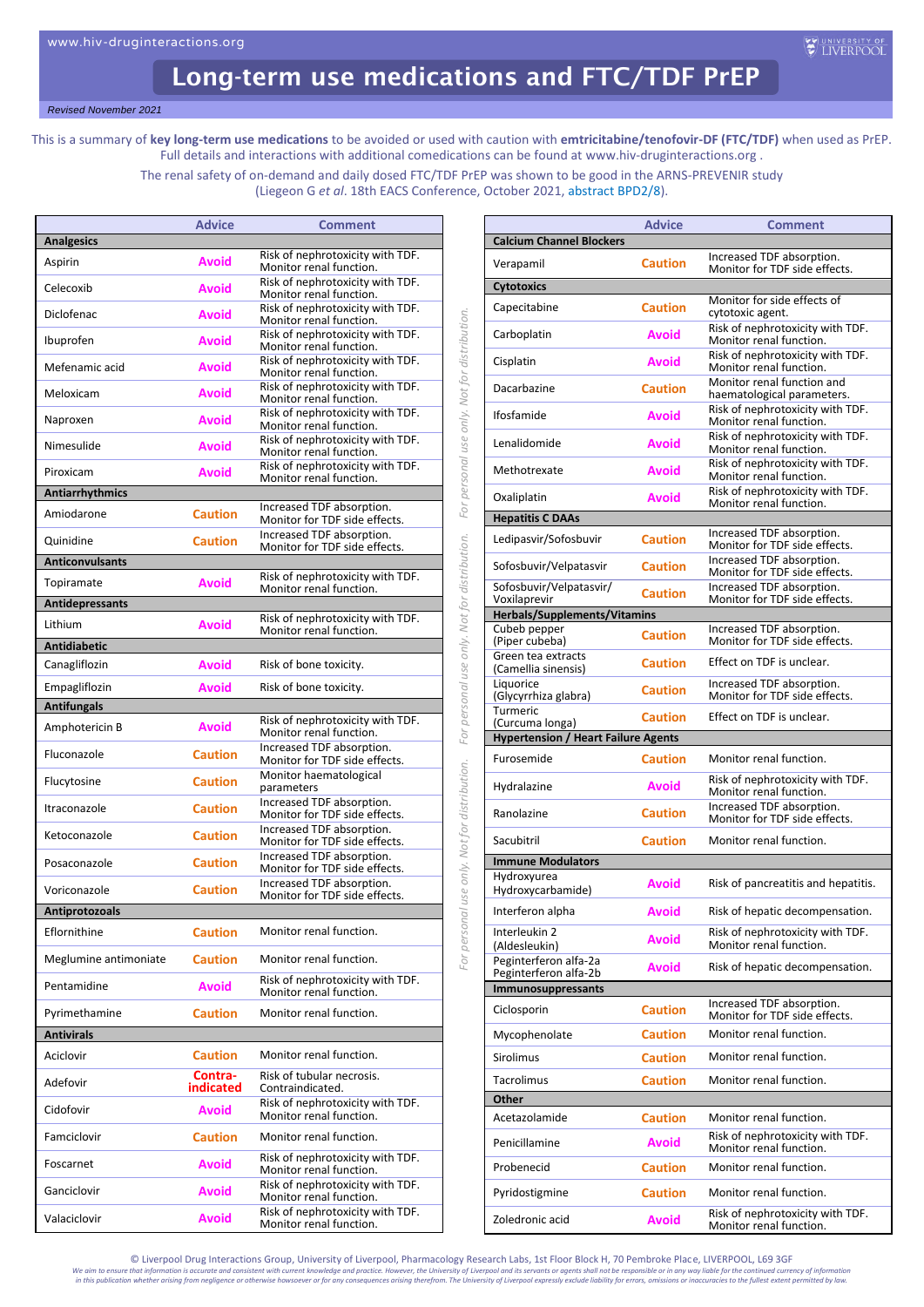www.hiv-druginteractions.org

# Long-term use medications and FTC/TDF PrEP

*Revised November 2021*

This is a summary of **key long-term use medications** to be avoided or used with caution with **emtricitabine/tenofovir-DF (FTC/TDF)** when used as PrEP. Full details and interactions with additional comedications can be found at www.hiv-druginteractions.org .

The renal safety of on-demand and daily dosed FTC/TDF PrEP was shown to be good in the ARNS-PREVENIR study (Liegeon G *et al*. 18th EACS Conference, October 2021, abstract BPD2/8).

| | Advice | Comment |
|---|---|---|
| **Analgesics** | | |
| Aspirin | Avoid | Risk of nephrotoxicity with TDF. Monitor renal function. |
| Celecoxib | Avoid | Risk of nephrotoxicity with TDF. Monitor renal function. |
| Diclofenac | Avoid | Risk of nephrotoxicity with TDF. Monitor renal function. |
| Ibuprofen | Avoid | Risk of nephrotoxicity with TDF. Monitor renal function. |
| Mefenamic acid | Avoid | Risk of nephrotoxicity with TDF. Monitor renal function. |
| Meloxicam | Avoid | Risk of nephrotoxicity with TDF. Monitor renal function. |
| Naproxen | Avoid | Risk of nephrotoxicity with TDF. Monitor renal function. |
| Nimesulide | Avoid | Risk of nephrotoxicity with TDF. Monitor renal function. |
| Piroxicam | Avoid | Risk of nephrotoxicity with TDF. Monitor renal function. |
| **Antiarrhythmics** | | |
| Amiodarone | Caution | Increased TDF absorption. Monitor for TDF side effects. |
| Quinidine | Caution | Increased TDF absorption. Monitor for TDF side effects. |
| **Anticonvulsants** | | |
| Topiramate | Avoid | Risk of nephrotoxicity with TDF. Monitor renal function. |
| **Antidepressants** | | |
| Lithium | Avoid | Risk of nephrotoxicity with TDF. Monitor renal function. |
| **Antidiabetic** | | |
| Canagliflozin | Avoid | Risk of bone toxicity. |
| Empagliflozin | Avoid | Risk of bone toxicity. |
| **Antifungals** | | |
| Amphotericin B | Avoid | Risk of nephrotoxicity with TDF. Monitor renal function. |
| Fluconazole | Caution | Increased TDF absorption. Monitor for TDF side effects. |
| Flucytosine | Caution | Monitor haematological parameters |
| Itraconazole | Caution | Increased TDF absorption. Monitor for TDF side effects. |
| Ketoconazole | Caution | Increased TDF absorption. Monitor for TDF side effects. |
| Posaconazole | Caution | Increased TDF absorption. Monitor for TDF side effects. |
| Voriconazole | Caution | Increased TDF absorption. Monitor for TDF side effects. |
| **Antiprotozoals** | | |
| Eflornithine | Caution | Monitor renal function. |
| Meglumine antimoniate | Caution | Monitor renal function. |
| Pentamidine | Avoid | Risk of nephrotoxicity with TDF. Monitor renal function. |
| Pyrimethamine | Caution | Monitor renal function. |
| **Antivirals** | | |
| Aciclovir | Caution | Monitor renal function. |
| Adefovir | Contra-indicated | Risk of tubular necrosis. Contraindicated. |
| Cidofovir | Avoid | Risk of nephrotoxicity with TDF. Monitor renal function. |
| Famciclovir | Caution | Monitor renal function. |
| Foscarnet | Avoid | Risk of nephrotoxicity with TDF. Monitor renal function. |
| Ganciclovir | Avoid | Risk of nephrotoxicity with TDF. Monitor renal function. |
| Valaciclovir | Avoid | Risk of nephrotoxicity with TDF. Monitor renal function. |

| | Advice | Comment |
|---|---|---|
| **Calcium Channel Blockers** | | |
| Verapamil | Caution | Increased TDF absorption. Monitor for TDF side effects. |
| **Cytotoxics** | | |
| Capecitabine | Caution | Monitor for side effects of cytotoxic agent. |
| Carboplatin | Avoid | Risk of nephrotoxicity with TDF. Monitor renal function. |
| Cisplatin | Avoid | Risk of nephrotoxicity with TDF. Monitor renal function. |
| Dacarbazine | Caution | Monitor renal function and haematological parameters. |
| Ifosfamide | Avoid | Risk of nephrotoxicity with TDF. Monitor renal function. |
| Lenalidomide | Avoid | Risk of nephrotoxicity with TDF. Monitor renal function. |
| Methotrexate | Avoid | Risk of nephrotoxicity with TDF. Monitor renal function. |
| Oxaliplatin | Avoid | Risk of nephrotoxicity with TDF. Monitor renal function. |
| **Hepatitis C DAAs** | | |
| Ledipasvir/Sofosbuvir | Caution | Increased TDF absorption. Monitor for TDF side effects. |
| Sofosbuvir/Velpatasvir | Caution | Increased TDF absorption. Monitor for TDF side effects. |
| Sofosbuvir/Velpatasvir/ Voxilaprevir | Caution | Increased TDF absorption. Monitor for TDF side effects. |
| **Herbals/Supplements/Vitamins** | | |
| Cubeb pepper (Piper cubeba) | Caution | Increased TDF absorption. Monitor for TDF side effects. |
| Green tea extracts (Camellia sinensis) | Caution | Effect on TDF is unclear. |
| Liquorice (Glycyrrhiza glabra) | Caution | Increased TDF absorption. Monitor for TDF side effects. |
| Turmeric (Curcuma longa) | Caution | Effect on TDF is unclear. |
| **Hypertension / Heart Failure Agents** | | |
| Furosemide | Caution | Monitor renal function. |
| Hydralazine | Avoid | Risk of nephrotoxicity with TDF. Monitor renal function. |
| Ranolazine | Caution | Increased TDF absorption. Monitor for TDF side effects. |
| Sacubitril | Caution | Monitor renal function. |
| **Immune Modulators** | | |
| Hydroxyurea Hydroxycarbamide) | Avoid | Risk of pancreatitis and hepatitis. |
| Interferon alpha | Avoid | Risk of hepatic decompensation. |
| Interleukin 2 (Aldesleukin) | Avoid | Risk of nephrotoxicity with TDF. Monitor renal function. |
| Peginterferon alfa-2a Peginterferon alfa-2b | Avoid | Risk of hepatic decompensation. |
| **Immunosuppressants** | | |
| Ciclosporin | Caution | Increased TDF absorption. Monitor for TDF side effects. |
| Mycophenolate | Caution | Monitor renal function. |
| Sirolimus | Caution | Monitor renal function. |
| Tacrolimus | Caution | Monitor renal function. |
| **Other** | | |
| Acetazolamide | Caution | Monitor renal function. |
| Penicillamine | Avoid | Risk of nephrotoxicity with TDF. Monitor renal function. |
| Probenecid | Caution | Monitor renal function. |
| Pyridostigmine | Caution | Monitor renal function. |
| Zoledronic acid | Avoid | Risk of nephrotoxicity with TDF. Monitor renal function. |

*For personal use only. Not for distribution.*

© Liverpool Drug Interactions Group, University of Liverpool, Pharmacology Research Labs, 1st Floor Block H, 70 Pembroke Place, LIVERPOOL, L69 3GF

*We aim to ensure that information is accurate and consistent with current knowledge and practice. However, the University of Liverpool and its servants or agents shall not be responsible or in any way liable for the continued currency of information in this publication whether arising from negligence or otherwise howsoever or for any consequences arising therefrom. The University of Liverpool expressly exclude liability for errors, omissions or inaccuracies to the fullest extent permitted by law.*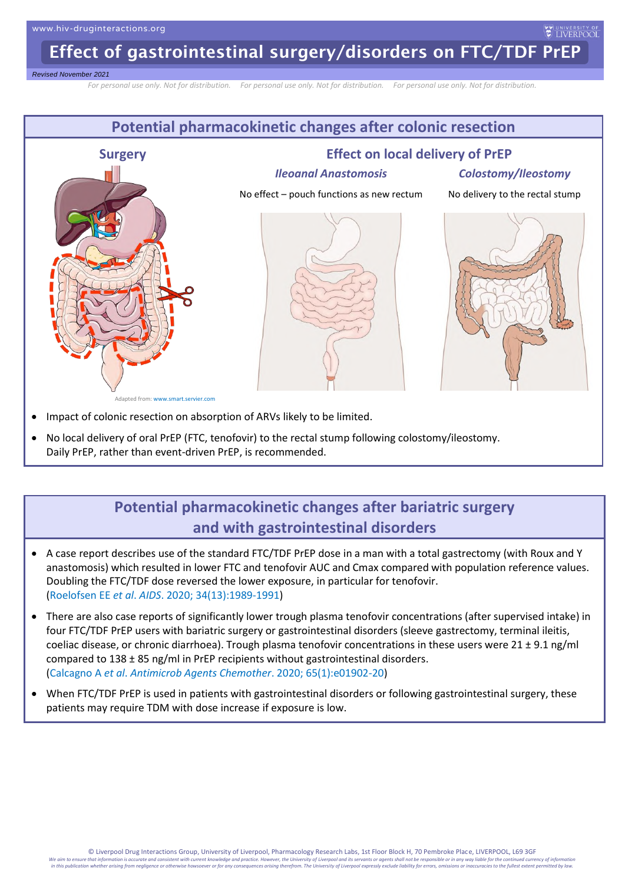# Effect of gastrointestinal surgery/disorders on FTC/TDF PrEP

*Revised November 2021*

## Potential pharmacokinetic changes after colonic resection

**Surgery**

**Effect on local delivery of PrEP**

***Ileoanal Anastomosis***

No effect – pouch functions as new rectum

***Colostomy/Ileostomy***

No delivery to the rectal stump

Adapted from: www.smart.servier.com

- Impact of colonic resection on absorption of ARVs likely to be limited.
- No local delivery of oral PrEP (FTC, tenofovir) to the rectal stump following colostomy/ileostomy. Daily PrEP, rather than event-driven PrEP, is recommended.

## Potential pharmacokinetic changes after bariatric surgery and with gastrointestinal disorders

- A case report describes use of the standard FTC/TDF PrEP dose in a man with a total gastrectomy (with Roux and Y anastomosis) which resulted in lower FTC and tenofovir AUC and Cmax compared with population reference values. Doubling the FTC/TDF dose reversed the lower exposure, in particular for tenofovir. (Roelofsen EE *et al*. *AIDS*. 2020; 34(13):1989-1991)
- There are also case reports of significantly lower trough plasma tenofovir concentrations (after supervised intake) in four FTC/TDF PrEP users with bariatric surgery or gastrointestinal disorders (sleeve gastrectomy, terminal ileitis, coeliac disease, or chronic diarrhoea). Trough plasma tenofovir concentrations in these users were 21 ± 9.1 ng/ml compared to 138 ± 85 ng/ml in PrEP recipients without gastrointestinal disorders. (Calcagno A *et al*. *Antimicrob Agents Chemother*. 2020; 65(1):e01902-20)
- When FTC/TDF PrEP is used in patients with gastrointestinal disorders or following gastrointestinal surgery, these patients may require TDM with dose increase if exposure is low.